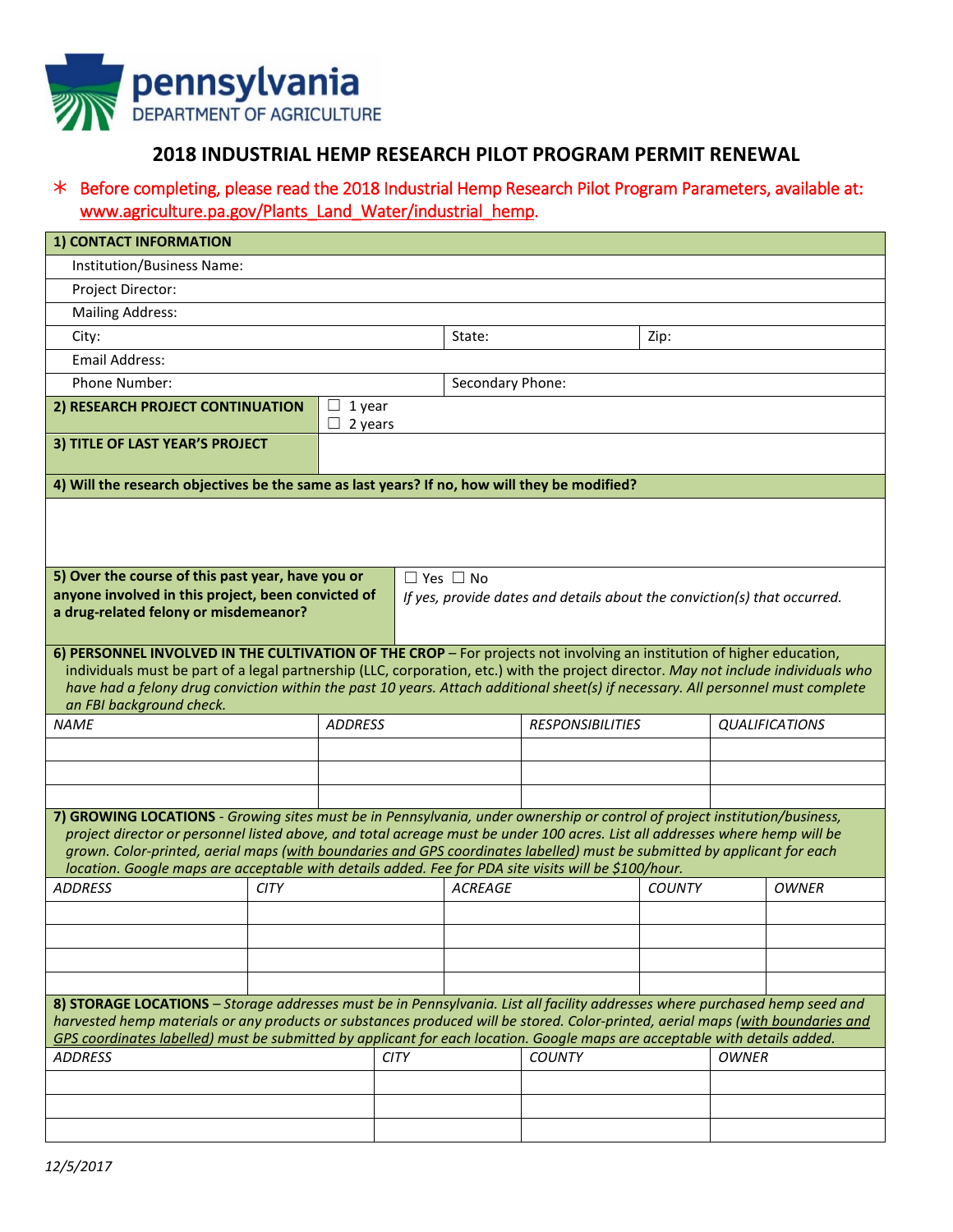pennsylvania
DEPARTMENT OF AGRICULTURE

# 2018 INDUSTRIAL HEMP RESEARCH PILOT PROGRAM PERMIT RENEWAL

∗ Before completing, please read the 2018 Industrial Hemp Research Pilot Program Parameters, available at: www.agriculture.pa.gov/Plants_Land_Water/industrial_hemp.

**1) CONTACT INFORMATION**

| | | |
|---|---|---|
| Institution/Business Name: | | |
| Project Director: | | |
| Mailing Address: | | |
| City: | State: | Zip: |
| Email Address: | | |
| Phone Number: | Secondary Phone: | |

| | |
|---|---|
| **2) RESEARCH PROJECT CONTINUATION** | ☐ 1 year<br>☐ 2 years |
| **3) TITLE OF LAST YEAR'S PROJECT** | |

**4) Will the research objectives be the same as last years? If no, how will they be modified?**

| | |
|---|---|
| **5) Over the course of this past year, have you or anyone involved in this project, been convicted of a drug-related felony or misdemeanor?** | ☐ Yes ☐ No<br>*If yes, provide dates and details about the conviction(s) that occurred.* |

**6) PERSONNEL INVOLVED IN THE CULTIVATION OF THE CROP** – For projects not involving an institution of higher education, individuals must be part of a legal partnership (LLC, corporation, etc.) with the project director. *May not include individuals who have had a felony drug conviction within the past 10 years. Attach additional sheet(s) if necessary. All personnel must complete an FBI background check.*

| *NAME* | *ADDRESS* | *RESPONSIBILITIES* | *QUALIFICATIONS* |
|---|---|---|---|
| | | | |
| | | | |
| | | | |

**7) GROWING LOCATIONS** - *Growing sites must be in Pennsylvania, under ownership or control of project institution/business, project director or personnel listed above, and total acreage must be under 100 acres. List all addresses where hemp will be grown. Color-printed, aerial maps (with boundaries and GPS coordinates labelled) must be submitted by applicant for each location. Google maps are acceptable with details added. Fee for PDA site visits will be $100/hour.*

| *ADDRESS* | *CITY* | *ACREAGE* | *COUNTY* | *OWNER* |
|---|---|---|---|---|
| | | | | |
| | | | | |
| | | | | |
| | | | | |

**8) STORAGE LOCATIONS** – *Storage addresses must be in Pennsylvania. List all facility addresses where purchased hemp seed and harvested hemp materials or any products or substances produced will be stored. Color-printed, aerial maps (with boundaries and GPS coordinates labelled) must be submitted by applicant for each location. Google maps are acceptable with details added.*

| *ADDRESS* | *CITY* | *COUNTY* | *OWNER* |
|---|---|---|---|
| | | | |
| | | | |
| | | | |

*12/5/2017*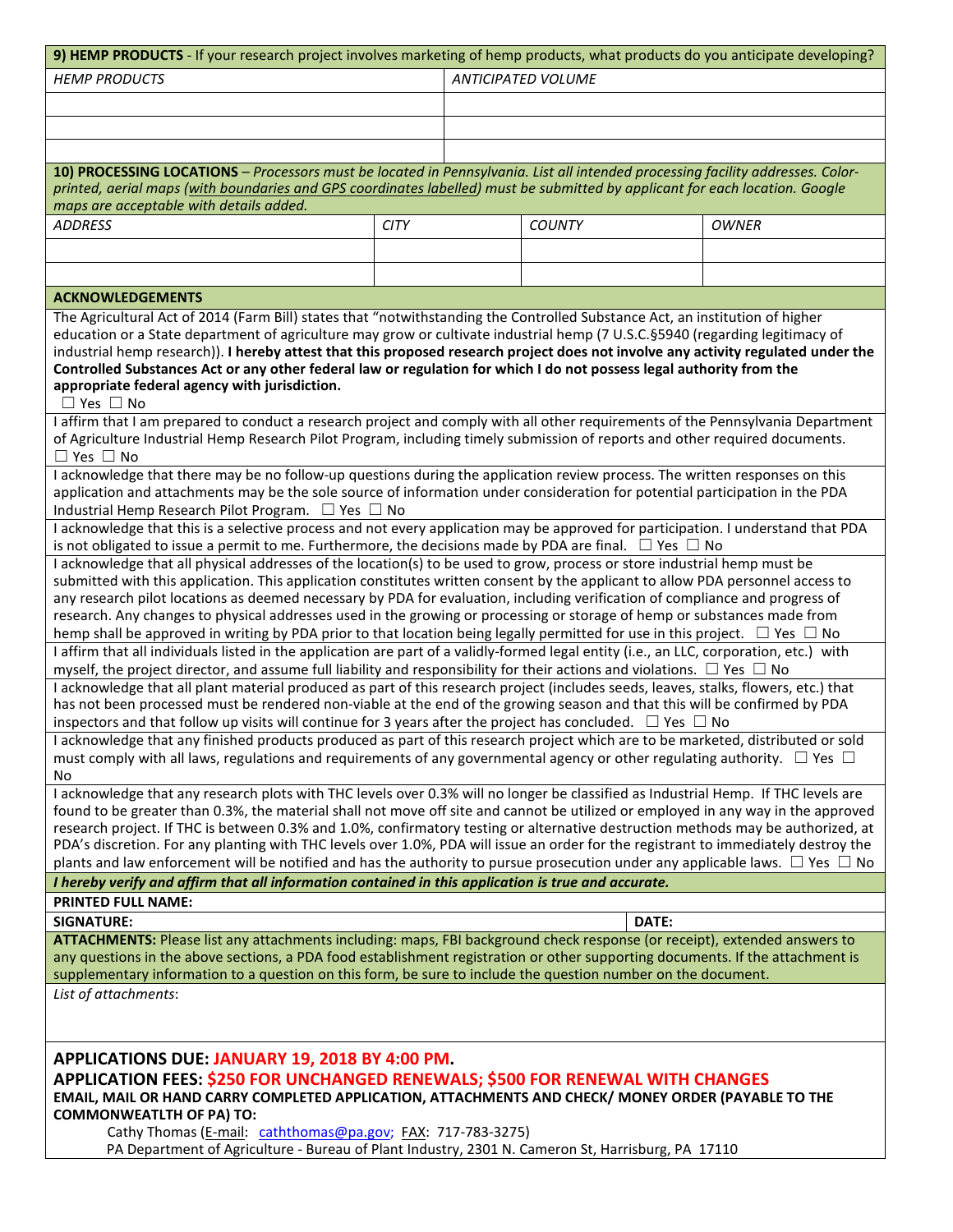**9) HEMP PRODUCTS** - If your research project involves marketing of hemp products, what products do you anticipate developing?

| *HEMP PRODUCTS* | *ANTICIPATED VOLUME* |
|---|---|
| | |
| | |
| | |

**10) PROCESSING LOCATIONS** – *Processors must be located in Pennsylvania. List all intended processing facility addresses. Color-printed, aerial maps (with boundaries and GPS coordinates labelled) must be submitted by applicant for each location. Google maps are acceptable with details added.*

| *ADDRESS* | *CITY* | *COUNTY* | *OWNER* |
|---|---|---|---|
| | | | |
| | | | |

**ACKNOWLEDGEMENTS**

The Agricultural Act of 2014 (Farm Bill) states that "notwithstanding the Controlled Substance Act, an institution of higher education or a State department of agriculture may grow or cultivate industrial hemp (7 U.S.C.§5940 (regarding legitimacy of industrial hemp research)). **I hereby attest that this proposed research project does not involve any activity regulated under the Controlled Substances Act or any other federal law or regulation for which I do not possess legal authority from the appropriate federal agency with jurisdiction.**
☐ Yes ☐ No

I affirm that I am prepared to conduct a research project and comply with all other requirements of the Pennsylvania Department of Agriculture Industrial Hemp Research Pilot Program, including timely submission of reports and other required documents.
☐ Yes ☐ No

I acknowledge that there may be no follow-up questions during the application review process. The written responses on this application and attachments may be the sole source of information under consideration for potential participation in the PDA Industrial Hemp Research Pilot Program. ☐ Yes ☐ No

I acknowledge that this is a selective process and not every application may be approved for participation. I understand that PDA is not obligated to issue a permit to me. Furthermore, the decisions made by PDA are final. ☐ Yes ☐ No

I acknowledge that all physical addresses of the location(s) to be used to grow, process or store industrial hemp must be submitted with this application. This application constitutes written consent by the applicant to allow PDA personnel access to any research pilot locations as deemed necessary by PDA for evaluation, including verification of compliance and progress of research. Any changes to physical addresses used in the growing or processing or storage of hemp or substances made from hemp shall be approved in writing by PDA prior to that location being legally permitted for use in this project. ☐ Yes ☐ No

I affirm that all individuals listed in the application are part of a validly-formed legal entity (i.e., an LLC, corporation, etc.) with myself, the project director, and assume full liability and responsibility for their actions and violations. ☐ Yes ☐ No

I acknowledge that all plant material produced as part of this research project (includes seeds, leaves, stalks, flowers, etc.) that has not been processed must be rendered non-viable at the end of the growing season and that this will be confirmed by PDA inspectors and that follow up visits will continue for 3 years after the project has concluded. ☐ Yes ☐ No

I acknowledge that any finished products produced as part of this research project which are to be marketed, distributed or sold must comply with all laws, regulations and requirements of any governmental agency or other regulating authority. ☐ Yes ☐ No

I acknowledge that any research plots with THC levels over 0.3% will no longer be classified as Industrial Hemp. If THC levels are found to be greater than 0.3%, the material shall not move off site and cannot be utilized or employed in any way in the approved research project. If THC is between 0.3% and 1.0%, confirmatory testing or alternative destruction methods may be authorized, at PDA's discretion. For any planting with THC levels over 1.0%, PDA will issue an order for the registrant to immediately destroy the plants and law enforcement will be notified and has the authority to pursue prosecution under any applicable laws. ☐ Yes ☐ No

***I hereby verify and affirm that all information contained in this application is true and accurate.***

**PRINTED FULL NAME:**

**SIGNATURE:** **DATE:**

**ATTACHMENTS:** Please list any attachments including: maps, FBI background check response (or receipt), extended answers to any questions in the above sections, a PDA food establishment registration or other supporting documents. If the attachment is supplementary information to a question on this form, be sure to include the question number on the document.

*List of attachments*:

## APPLICATIONS DUE: JANUARY 19, 2018 BY 4:00 PM.

## APPLICATION FEES: $250 FOR UNCHANGED RENEWALS; $500 FOR RENEWAL WITH CHANGES

**EMAIL, MAIL OR HAND CARRY COMPLETED APPLICATION, ATTACHMENTS AND CHECK/ MONEY ORDER (PAYABLE TO THE COMMONWEATLTH OF PA) TO:**

Cathy Thomas (E-mail: caththomas@pa.gov; FAX: 717-783-3275)
PA Department of Agriculture - Bureau of Plant Industry, 2301 N. Cameron St, Harrisburg, PA 17110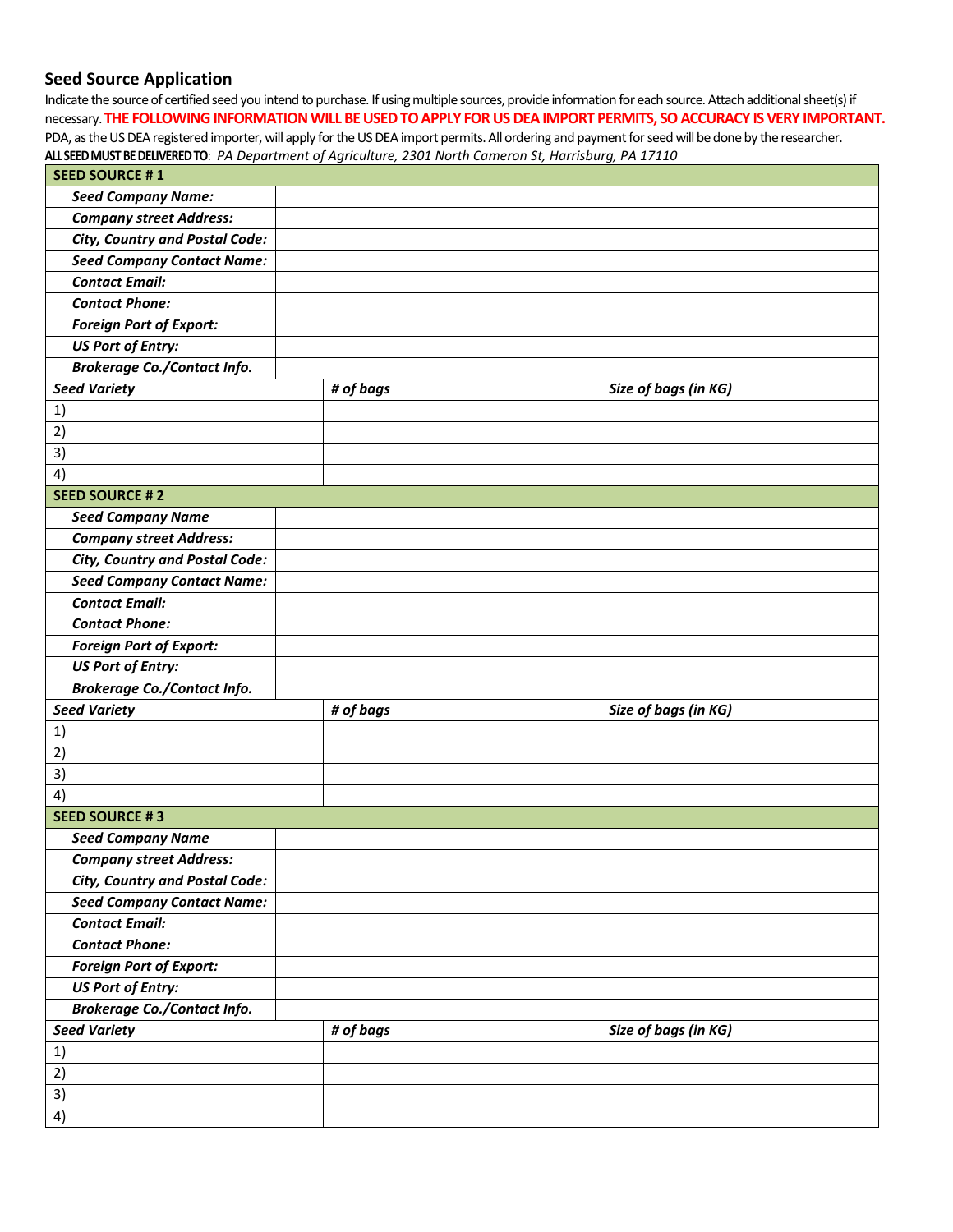## Seed Source Application

Indicate the source of certified seed you intend to purchase. If using multiple sources, provide information for each source. Attach additional sheet(s) if necessary. **THE FOLLOWING INFORMATION WILL BE USED TO APPLY FOR US DEA IMPORT PERMITS, SO ACCURACY IS VERY IMPORTANT.**

PDA, as the US DEA registered importer, will apply for the US DEA import permits. All ordering and payment for seed will be done by the researcher.

**ALL SEED MUST BE DELIVERED TO**: *PA Department of Agriculture, 2301 North Cameron St, Harrisburg, PA 17110*

| **SEED SOURCE # 1** | | |
|---|---|---|
| ***Seed Company Name:*** | | |
| ***Company street Address:*** | | |
| ***City, Country and Postal Code:*** | | |
| ***Seed Company Contact Name:*** | | |
| ***Contact Email:*** | | |
| ***Contact Phone:*** | | |
| ***Foreign Port of Export:*** | | |
| ***US Port of Entry:*** | | |
| ***Brokerage Co./Contact Info.*** | | |
| ***Seed Variety*** | ***# of bags*** | ***Size of bags (in KG)*** |
| 1) | | |
| 2) | | |
| 3) | | |
| 4) | | |

| **SEED SOURCE # 2** | | |
|---|---|---|
| ***Seed Company Name*** | | |
| ***Company street Address:*** | | |
| ***City, Country and Postal Code:*** | | |
| ***Seed Company Contact Name:*** | | |
| ***Contact Email:*** | | |
| ***Contact Phone:*** | | |
| ***Foreign Port of Export:*** | | |
| ***US Port of Entry:*** | | |
| ***Brokerage Co./Contact Info.*** | | |
| ***Seed Variety*** | ***# of bags*** | ***Size of bags (in KG)*** |
| 1) | | |
| 2) | | |
| 3) | | |
| 4) | | |

| **SEED SOURCE # 3** | | |
|---|---|---|
| ***Seed Company Name*** | | |
| ***Company street Address:*** | | |
| ***City, Country and Postal Code:*** | | |
| ***Seed Company Contact Name:*** | | |
| ***Contact Email:*** | | |
| ***Contact Phone:*** | | |
| ***Foreign Port of Export:*** | | |
| ***US Port of Entry:*** | | |
| ***Brokerage Co./Contact Info.*** | | |
| ***Seed Variety*** | ***# of bags*** | ***Size of bags (in KG)*** |
| 1) | | |
| 2) | | |
| 3) | | |
| 4) | | |